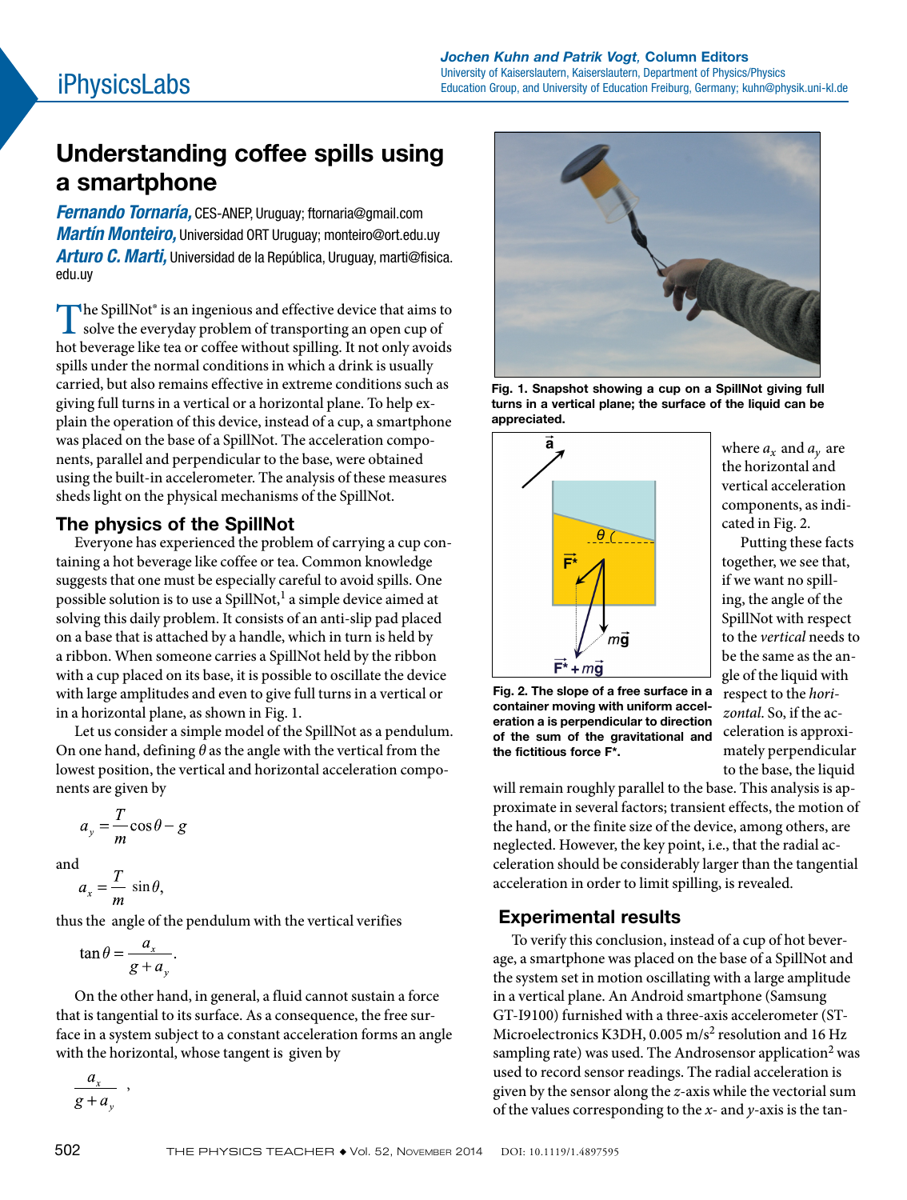# Understanding coffee spills using a smartphone

***Fernando Tornaría,*** CES-ANEP, Uruguay; ftornaria@gmail.com
***Martín Monteiro,*** Universidad ORT Uruguay; monteiro@ort.edu.uy
***Arturo C. Martí,*** Universidad de la República, Uruguay, marti@fisica.edu.uy

The SpillNot® is an ingenious and effective device that aims to solve the everyday problem of transporting an open cup of hot beverage like tea or coffee without spilling. It not only avoids spills under the normal conditions in which a drink is usually carried, but also remains effective in extreme conditions such as giving full turns in a vertical or a horizontal plane. To help explain the operation of this device, instead of a cup, a smartphone was placed on the base of a SpillNot. The acceleration components, parallel and perpendicular to the base, were obtained using the built-in accelerometer. The analysis of these measures sheds light on the physical mechanisms of the SpillNot.

## The physics of the SpillNot

Everyone has experienced the problem of carrying a cup containing a hot beverage like coffee or tea. Common knowledge suggests that one must be especially careful to avoid spills. One possible solution is to use a SpillNot,[1] a simple device aimed at solving this daily problem. It consists of an anti-slip pad placed on a base that is attached by a handle, which in turn is held by a ribbon. When someone carries a SpillNot held by the ribbon with a cup placed on its base, it is possible to oscillate the device with large amplitudes and even to give full turns in a vertical or in a horizontal plane, as shown in Fig. 1.

Let us consider a simple model of the SpillNot as a pendulum. On one hand, defining $\theta$ as the angle with the vertical from the lowest position, the vertical and horizontal acceleration components are given by

$$a_y = \frac{T}{m}\cos\theta - g$$

and

$$a_x = \frac{T}{m}\sin\theta,$$

thus the angle of the pendulum with the vertical verifies

$$\tan\theta = \frac{a_x}{g + a_y}.$$

On the other hand, in general, a fluid cannot sustain a force that is tangential to its surface. As a consequence, the free surface in a system subject to a constant acceleration forms an angle with the horizontal, whose tangent is given by

$$\frac{a_x}{g + a_y},$$

where $a_x$ and $a_y$ are the horizontal and vertical acceleration components, as indicated in Fig. 2.

Fig. 1. Snapshot showing a cup on a SpillNot giving full turns in a vertical plane; the surface of the liquid can be appreciated.

Fig. 2. The slope of a free surface in a container moving with uniform acceleration is perpendicular to direction of the sum of the gravitational and the fictitious force F*.

Putting these facts together, we see that, if we want no spilling, the angle of the SpillNot with respect to the *vertical* needs to be the same as the angle of the liquid with respect to the *horizontal*. So, if the acceleration is approximately perpendicular to the base, the liquid will remain roughly parallel to the base. This analysis is approximate in several factors; transient effects, the motion of the hand, or the finite size of the device, among others, are neglected. However, the key point, i.e., that the radial acceleration should be considerably larger than the tangential acceleration in order to limit spilling, is revealed.

## Experimental results

To verify this conclusion, instead of a cup of hot beverage, a smartphone was placed on the base of a SpillNot and the system set in motion oscillating with a large amplitude in a vertical plane. An Android smartphone (Samsung GT-I9100) furnished with a three-axis accelerometer (ST-Microelectronics K3DH, 0.005 m/s² resolution and 16 Hz sampling rate) was used. The Androsensor application[2] was used to record sensor readings. The radial acceleration is given by the sensor along the *z*-axis while the vectorial sum of the values corresponding to the *x*- and *y*-axis is the tan-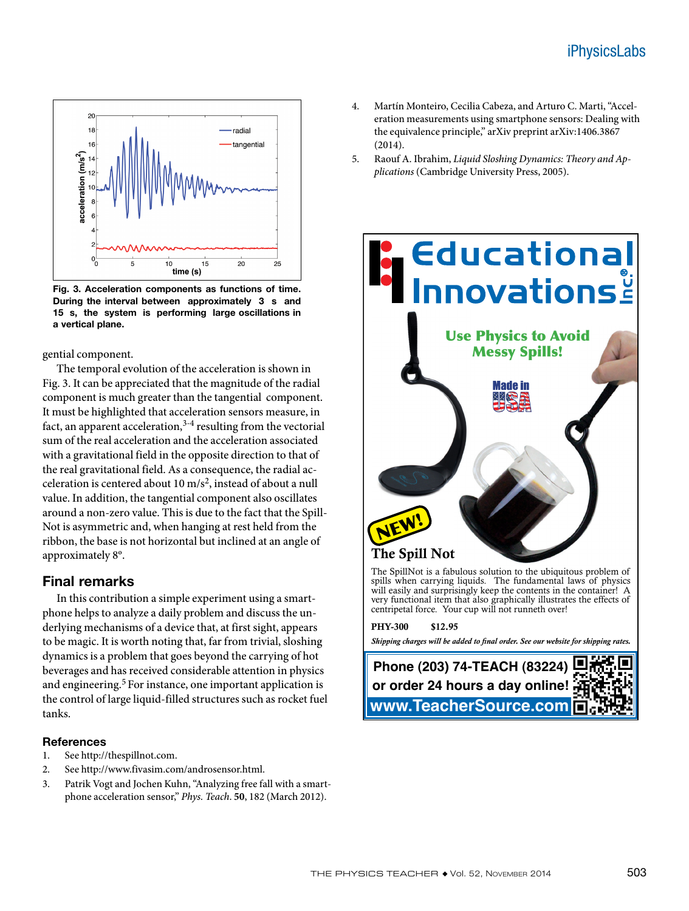acceleration (m/s$^2$)

20
18
16
14
12
10
8
6
4
2
0

0 5 10 15 20 25

time (s)

radial

tangential

**Fig. 3. Acceleration components as functions of time. During the interval between approximately 3 s and 15 s, the system is performing large oscillations in a vertical plane.**

gential component.

The temporal evolution of the acceleration is shown in Fig. 3. It can be appreciated that the magnitude of the radial component is much greater than the tangential component. It must be highlighted that acceleration sensors measure, in fact, an apparent acceleration,[3-4] resulting from the vectorial sum of the real acceleration and the acceleration associated with a gravitational field in the opposite direction to that of the real gravitational field. As a consequence, the radial acceleration is centered about 10 m/s$^2$, instead of about a null value. In addition, the tangential component also oscillates around a non-zero value. This is due to the fact that the Spill-Not is asymmetric and, when hanging at rest held from the ribbon, the base is not horizontal but inclined at an angle of approximately 8º.

## Final remarks

In this contribution a simple experiment using a smartphone helps to analyze a daily problem and discuss the underlying mechanisms of a device that, at first sight, appears to be magic. It is worth noting that, far from trivial, sloshing dynamics is a problem that goes beyond the carrying of hot beverages and has received considerable attention in physics and engineering.[5] For instance, one important application is the control of large liquid-filled structures such as rocket fuel tanks.

## References

1. See http://thespillnot.com.
2. See http://www.fivasim.com/androsensor.html.
3. Patrik Vogt and Jochen Kuhn, "Analyzing free fall with a smartphone acceleration sensor," *Phys. Teach.* **50**, 182 (March 2012).
4. Martín Monteiro, Cecilia Cabeza, and Arturo C. Marti, "Acceleration measurements using smartphone sensors: Dealing with the equivalence principle," arXiv preprint arXiv:1406.3867 (2014).
5. Raouf A. Ibrahim, *Liquid Sloshing Dynamics: Theory and Applications* (Cambridge University Press, 2005).

Educational Innovations Inc.

Use Physics to Avoid Messy Spills!

Made in USA

NEW!

**The Spill Not**

The SpillNot is a fabulous solution to the ubiquitous problem of spills when carrying liquids. The fundamental laws of physics will easily and surprisingly keep the contents in the container! A very functional item that also graphically illustrates the effects of centripetal force. Your cup will not runneth over!

**PHY-300 $12.95**

***Shipping charges will be added to final order. See our website for shipping rates.***

**Phone (203) 74-TEACH (83224)**
**or order 24 hours a day online!**
**www.TeacherSource.com**